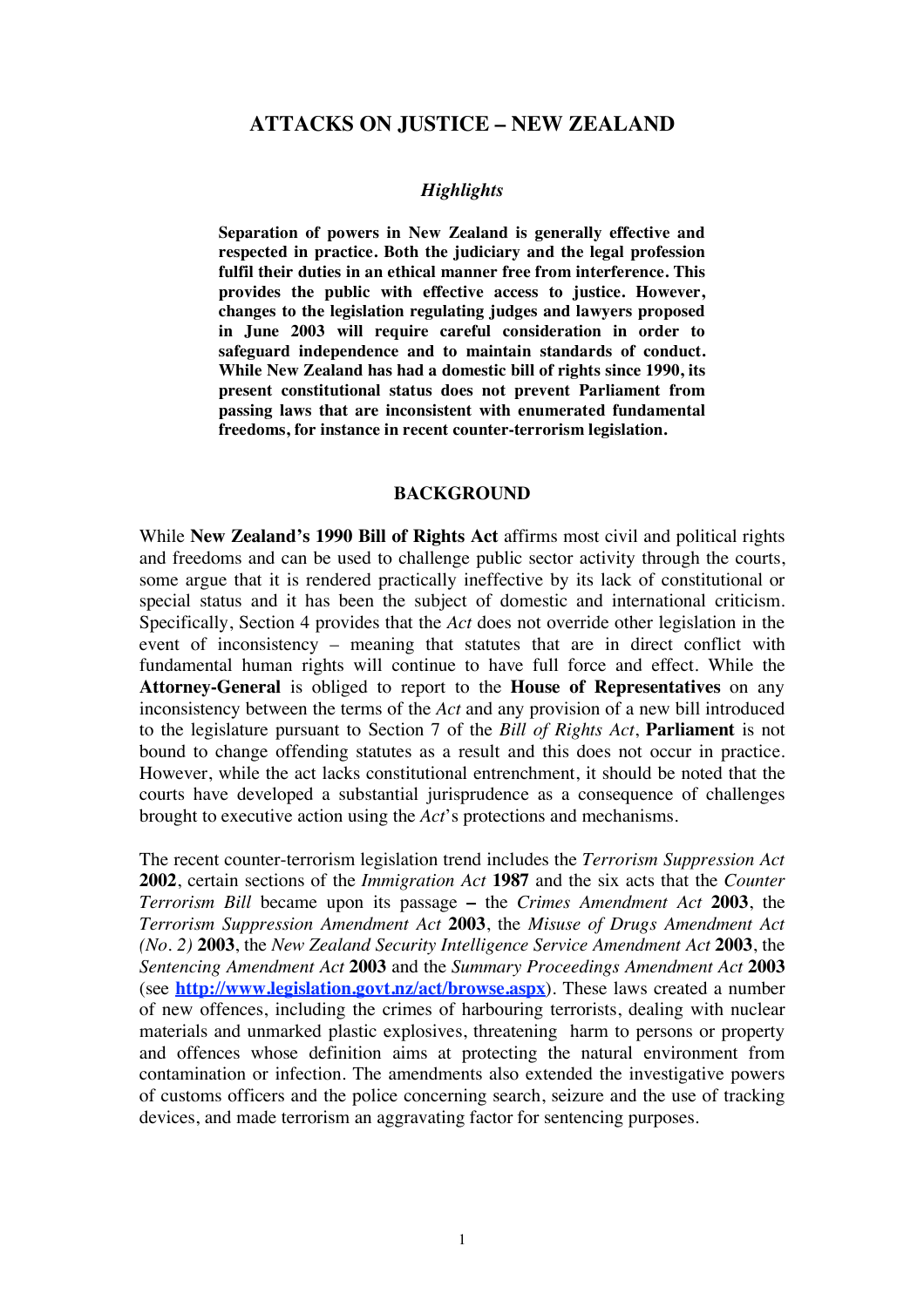# ATTACKS ON JUSTICE – NEW ZEALAND

### *Highlights*

**Separation of powers in New Zealand is generally effective and respected in practice. Both the judiciary and the legal profession fulfil their duties in an ethical manner free from interference. This provides the public with effective access to justice. However, changes to the legislation regulating judges and lawyers proposed in June 2003 will require careful consideration in order to safeguard independence and to maintain standards of conduct. While New Zealand has had a domestic bill of rights since 1990, its present constitutional status does not prevent Parliament from passing laws that are inconsistent with enumerated fundamental freedoms, for instance in recent counter-terrorism legislation.**

## BACKGROUND

While **New Zealand's 1990 Bill of Rights Act** affirms most civil and political rights and freedoms and can be used to challenge public sector activity through the courts, some argue that it is rendered practically ineffective by its lack of constitutional or special status and it has been the subject of domestic and international criticism. Specifically, Section 4 provides that the *Act* does not override other legislation in the event of inconsistency – meaning that statutes that are in direct conflict with fundamental human rights will continue to have full force and effect. While the **Attorney-General** is obliged to report to the **House of Representatives** on any inconsistency between the terms of the *Act* and any provision of a new bill introduced to the legislature pursuant to Section 7 of the *Bill of Rights Act*, **Parliament** is not bound to change offending statutes as a result and this does not occur in practice. However, while the act lacks constitutional entrenchment, it should be noted that the courts have developed a substantial jurisprudence as a consequence of challenges brought to executive action using the *Act*'s protections and mechanisms.

The recent counter-terrorism legislation trend includes the *Terrorism Suppression Act* **2002**, certain sections of the *Immigration Act* **1987** and the six acts that the *Counter Terrorism Bill* became upon its passage **–** the *Crimes Amendment Act* **2003**, the *Terrorism Suppression Amendment Act* **2003**, the *Misuse of Drugs Amendment Act (No. 2)* **2003**, the *New Zealand Security Intelligence Service Amendment Act* **2003**, the *Sentencing Amendment Act* **2003** and the *Summary Proceedings Amendment Act* **2003** (see **http://www.legislation.govt.nz/act/browse.aspx**). These laws created a number of new offences, including the crimes of harbouring terrorists, dealing with nuclear materials and unmarked plastic explosives, threatening harm to persons or property and offences whose definition aims at protecting the natural environment from contamination or infection. The amendments also extended the investigative powers of customs officers and the police concerning search, seizure and the use of tracking devices, and made terrorism an aggravating factor for sentencing purposes.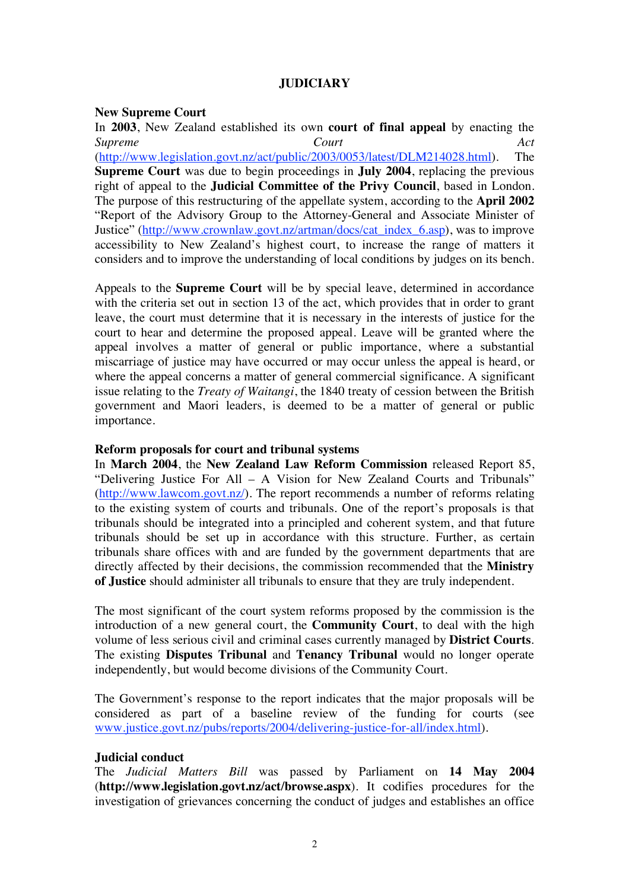# JUDICIARY

**New Supreme Court**

In **2003**, New Zealand established its own **court of final appeal** by enacting the *Supreme Court Act* (http://www.legislation.govt.nz/act/public/2003/0053/latest/DLM214028.html). The **Supreme Court** was due to begin proceedings in **July 2004**, replacing the previous right of appeal to the **Judicial Committee of the Privy Council**, based in London. The purpose of this restructuring of the appellate system, according to the **April 2002** "Report of the Advisory Group to the Attorney-General and Associate Minister of Justice" (http://www.crownlaw.govt.nz/artman/docs/cat_index_6.asp), was to improve accessibility to New Zealand's highest court, to increase the range of matters it considers and to improve the understanding of local conditions by judges on its bench.

Appeals to the **Supreme Court** will be by special leave, determined in accordance with the criteria set out in section 13 of the act, which provides that in order to grant leave, the court must determine that it is necessary in the interests of justice for the court to hear and determine the proposed appeal. Leave will be granted where the appeal involves a matter of general or public importance, where a substantial miscarriage of justice may have occurred or may occur unless the appeal is heard, or where the appeal concerns a matter of general commercial significance. A significant issue relating to the *Treaty of Waitangi*, the 1840 treaty of cession between the British government and Maori leaders, is deemed to be a matter of general or public importance.

**Reform proposals for court and tribunal systems**

In **March 2004**, the **New Zealand Law Reform Commission** released Report 85, "Delivering Justice For All – A Vision for New Zealand Courts and Tribunals" (http://www.lawcom.govt.nz/). The report recommends a number of reforms relating to the existing system of courts and tribunals. One of the report's proposals is that tribunals should be integrated into a principled and coherent system, and that future tribunals should be set up in accordance with this structure. Further, as certain tribunals share offices with and are funded by the government departments that are directly affected by their decisions, the commission recommended that the **Ministry of Justice** should administer all tribunals to ensure that they are truly independent.

The most significant of the court system reforms proposed by the commission is the introduction of a new general court, the **Community Court**, to deal with the high volume of less serious civil and criminal cases currently managed by **District Courts**. The existing **Disputes Tribunal** and **Tenancy Tribunal** would no longer operate independently, but would become divisions of the Community Court.

The Government's response to the report indicates that the major proposals will be considered as part of a baseline review of the funding for courts (see www.justice.govt.nz/pubs/reports/2004/delivering-justice-for-all/index.html).

**Judicial conduct**

The *Judicial Matters Bill* was passed by Parliament on **14 May 2004** (**http://www.legislation.govt.nz/act/browse.aspx**). It codifies procedures for the investigation of grievances concerning the conduct of judges and establishes an office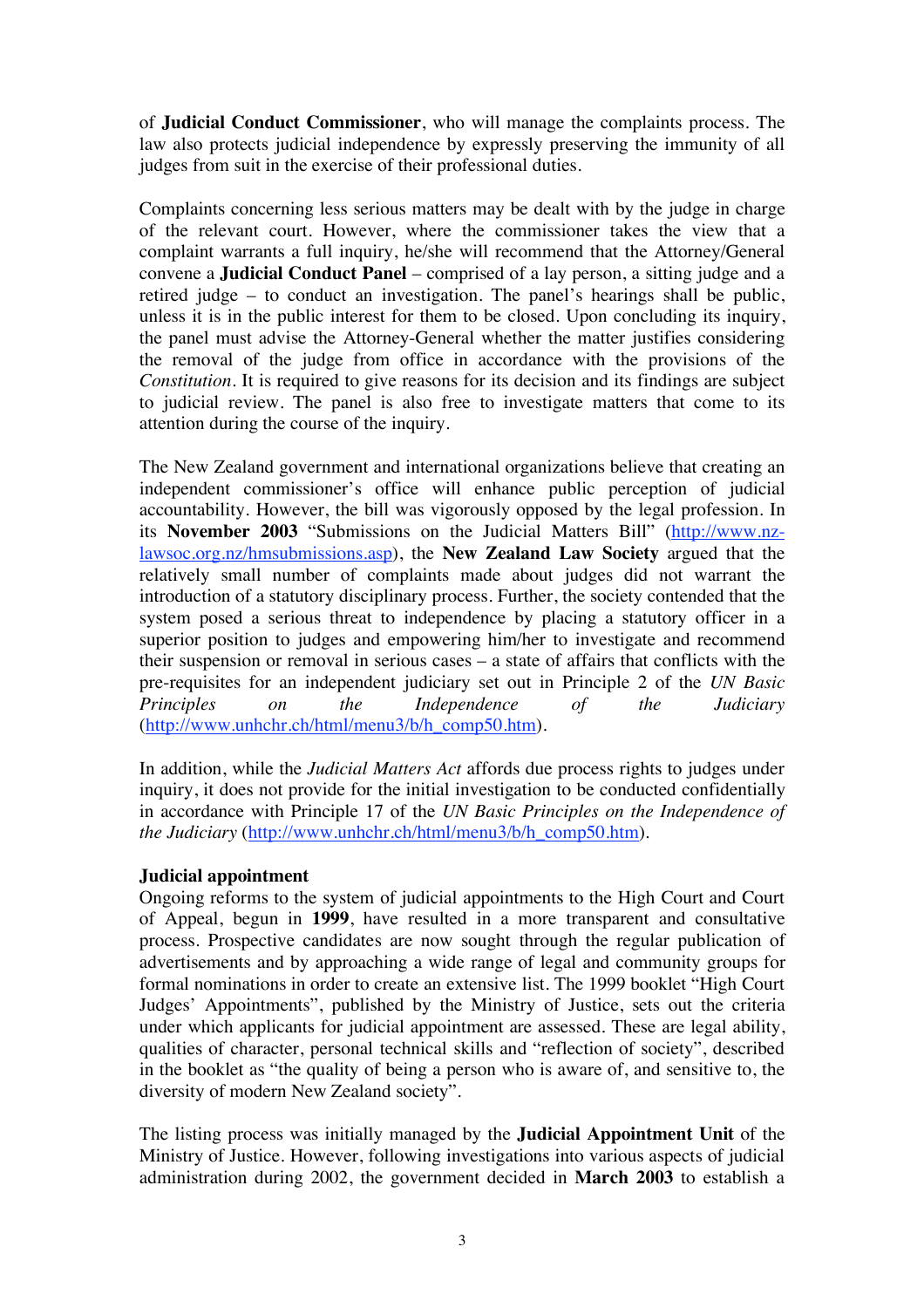of **Judicial Conduct Commissioner**, who will manage the complaints process. The law also protects judicial independence by expressly preserving the immunity of all judges from suit in the exercise of their professional duties.

Complaints concerning less serious matters may be dealt with by the judge in charge of the relevant court. However, where the commissioner takes the view that a complaint warrants a full inquiry, he/she will recommend that the Attorney/General convene a **Judicial Conduct Panel** – comprised of a lay person, a sitting judge and a retired judge – to conduct an investigation. The panel's hearings shall be public, unless it is in the public interest for them to be closed. Upon concluding its inquiry, the panel must advise the Attorney-General whether the matter justifies considering the removal of the judge from office in accordance with the provisions of the *Constitution*. It is required to give reasons for its decision and its findings are subject to judicial review. The panel is also free to investigate matters that come to its attention during the course of the inquiry.

The New Zealand government and international organizations believe that creating an independent commissioner's office will enhance public perception of judicial accountability. However, the bill was vigorously opposed by the legal profession. In its **November 2003** "Submissions on the Judicial Matters Bill" (http://www.nz-lawsoc.org.nz/hmsubmissions.asp), the **New Zealand Law Society** argued that the relatively small number of complaints made about judges did not warrant the introduction of a statutory disciplinary process. Further, the society contended that the system posed a serious threat to independence by placing a statutory officer in a superior position to judges and empowering him/her to investigate and recommend their suspension or removal in serious cases – a state of affairs that conflicts with the pre-requisites for an independent judiciary set out in Principle 2 of the *UN Basic Principles on the Independence of the Judiciary* (http://www.unhchr.ch/html/menu3/b/h_comp50.htm).

In addition, while the *Judicial Matters Act* affords due process rights to judges under inquiry, it does not provide for the initial investigation to be conducted confidentially in accordance with Principle 17 of the *UN Basic Principles on the Independence of the Judiciary* (http://www.unhchr.ch/html/menu3/b/h_comp50.htm).

**Judicial appointment**

Ongoing reforms to the system of judicial appointments to the High Court and Court of Appeal, begun in **1999**, have resulted in a more transparent and consultative process. Prospective candidates are now sought through the regular publication of advertisements and by approaching a wide range of legal and community groups for formal nominations in order to create an extensive list. The 1999 booklet "High Court Judges' Appointments", published by the Ministry of Justice, sets out the criteria under which applicants for judicial appointment are assessed. These are legal ability, qualities of character, personal technical skills and "reflection of society", described in the booklet as "the quality of being a person who is aware of, and sensitive to, the diversity of modern New Zealand society".

The listing process was initially managed by the **Judicial Appointment Unit** of the Ministry of Justice. However, following investigations into various aspects of judicial administration during 2002, the government decided in **March 2003** to establish a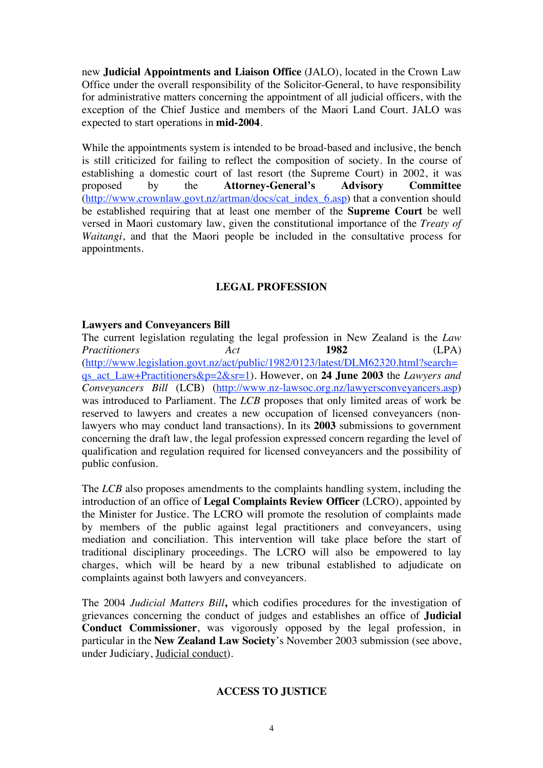new **Judicial Appointments and Liaison Office** (JALO), located in the Crown Law Office under the overall responsibility of the Solicitor-General, to have responsibility for administrative matters concerning the appointment of all judicial officers, with the exception of the Chief Justice and members of the Maori Land Court. JALO was expected to start operations in **mid-2004**.

While the appointments system is intended to be broad-based and inclusive, the bench is still criticized for failing to reflect the composition of society. In the course of establishing a domestic court of last resort (the Supreme Court) in 2002, it was proposed by the **Attorney-General's Advisory Committee** (http://www.crownlaw.govt.nz/artman/docs/cat_index_6.asp) that a convention should be established requiring that at least one member of the **Supreme Court** be well versed in Maori customary law, given the constitutional importance of the *Treaty of Waitangi*, and that the Maori people be included in the consultative process for appointments.

## LEGAL PROFESSION

### Lawyers and Conveyancers Bill

The current legislation regulating the legal profession in New Zealand is the *Law Practitioners Act* **1982** (LPA) (http://www.legislation.govt.nz/act/public/1982/0123/latest/DLM62320.html?search=qs_act_Law+Practitioners&p=2&sr=1). However, on **24 June 2003** the *Lawyers and Conveyancers Bill* (LCB) (http://www.nz-lawsoc.org.nz/lawyersconveyancers.asp) was introduced to Parliament. The *LCB* proposes that only limited areas of work be reserved to lawyers and creates a new occupation of licensed conveyancers (non-lawyers who may conduct land transactions). In its **2003** submissions to government concerning the draft law, the legal profession expressed concern regarding the level of qualification and regulation required for licensed conveyancers and the possibility of public confusion.

The *LCB* also proposes amendments to the complaints handling system, including the introduction of an office of **Legal Complaints Review Officer** (LCRO), appointed by the Minister for Justice. The LCRO will promote the resolution of complaints made by members of the public against legal practitioners and conveyancers, using mediation and conciliation. This intervention will take place before the start of traditional disciplinary proceedings. The LCRO will also be empowered to lay charges, which will be heard by a new tribunal established to adjudicate on complaints against both lawyers and conveyancers.

The 2004 *Judicial Matters Bill***,** which codifies procedures for the investigation of grievances concerning the conduct of judges and establishes an office of **Judicial Conduct Commissioner**, was vigorously opposed by the legal profession, in particular in the **New Zealand Law Society**'s November 2003 submission (see above, under Judiciary, Judicial conduct).

## ACCESS TO JUSTICE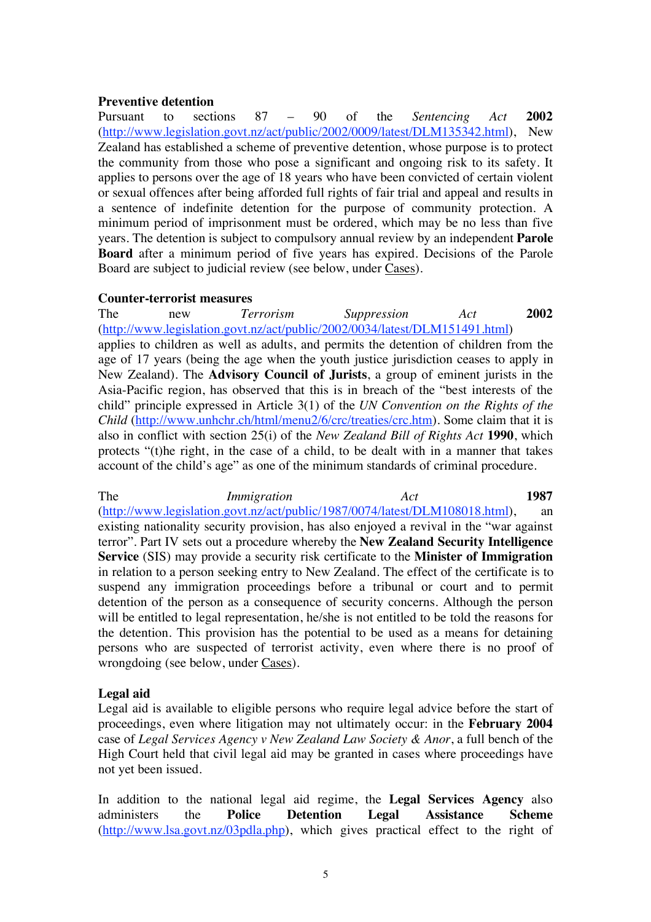**Preventive detention**

Pursuant to sections 87 – 90 of the *Sentencing Act* **2002** (http://www.legislation.govt.nz/act/public/2002/0009/latest/DLM135342.html), New Zealand has established a scheme of preventive detention, whose purpose is to protect the community from those who pose a significant and ongoing risk to its safety. It applies to persons over the age of 18 years who have been convicted of certain violent or sexual offences after being afforded full rights of fair trial and appeal and results in a sentence of indefinite detention for the purpose of community protection. A minimum period of imprisonment must be ordered, which may be no less than five years. The detention is subject to compulsory annual review by an independent **Parole Board** after a minimum period of five years has expired. Decisions of the Parole Board are subject to judicial review (see below, under Cases).

**Counter-terrorist measures**

The new *Terrorism Suppression Act* **2002** (http://www.legislation.govt.nz/act/public/2002/0034/latest/DLM151491.html) applies to children as well as adults, and permits the detention of children from the age of 17 years (being the age when the youth justice jurisdiction ceases to apply in New Zealand). The **Advisory Council of Jurists**, a group of eminent jurists in the Asia-Pacific region, has observed that this is in breach of the "best interests of the child" principle expressed in Article 3(1) of the *UN Convention on the Rights of the Child* (http://www.unhchr.ch/html/menu2/6/crc/treaties/crc.htm). Some claim that it is also in conflict with section 25(i) of the *New Zealand Bill of Rights Act* **1990**, which protects "(t)he right, in the case of a child, to be dealt with in a manner that takes account of the child's age" as one of the minimum standards of criminal procedure.

The *Immigration Act* **1987** (http://www.legislation.govt.nz/act/public/1987/0074/latest/DLM108018.html), an existing nationality security provision, has also enjoyed a revival in the "war against terror". Part IV sets out a procedure whereby the **New Zealand Security Intelligence Service** (SIS) may provide a security risk certificate to the **Minister of Immigration** in relation to a person seeking entry to New Zealand. The effect of the certificate is to suspend any immigration proceedings before a tribunal or court and to permit detention of the person as a consequence of security concerns. Although the person will be entitled to legal representation, he/she is not entitled to be told the reasons for the detention. This provision has the potential to be used as a means for detaining persons who are suspected of terrorist activity, even where there is no proof of wrongdoing (see below, under Cases).

**Legal aid**

Legal aid is available to eligible persons who require legal advice before the start of proceedings, even where litigation may not ultimately occur: in the **February 2004** case of *Legal Services Agency v New Zealand Law Society & Anor*, a full bench of the High Court held that civil legal aid may be granted in cases where proceedings have not yet been issued.

In addition to the national legal aid regime, the **Legal Services Agency** also administers the **Police Detention Legal Assistance Scheme** (http://www.lsa.govt.nz/03pdla.php), which gives practical effect to the right of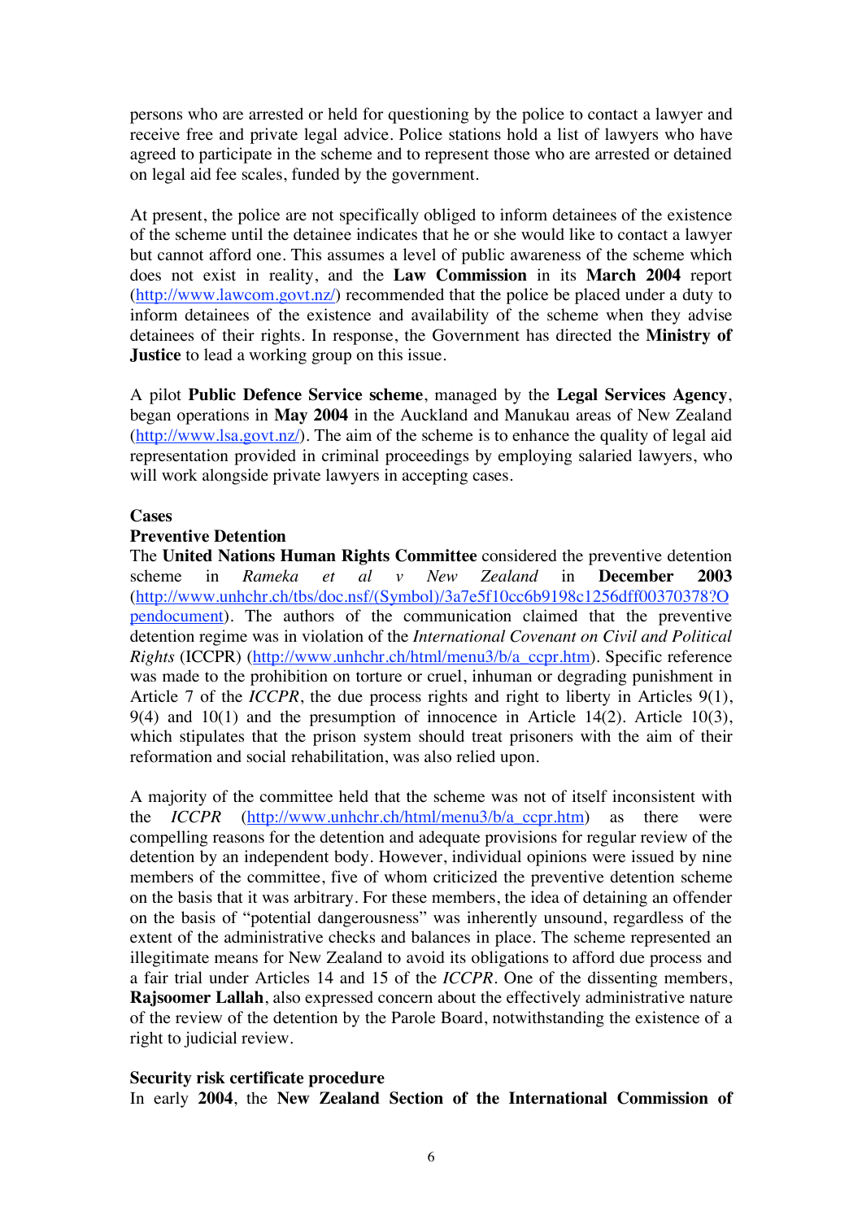persons who are arrested or held for questioning by the police to contact a lawyer and receive free and private legal advice. Police stations hold a list of lawyers who have agreed to participate in the scheme and to represent those who are arrested or detained on legal aid fee scales, funded by the government.

At present, the police are not specifically obliged to inform detainees of the existence of the scheme until the detainee indicates that he or she would like to contact a lawyer but cannot afford one. This assumes a level of public awareness of the scheme which does not exist in reality, and the **Law Commission** in its **March 2004** report (http://www.lawcom.govt.nz/) recommended that the police be placed under a duty to inform detainees of the existence and availability of the scheme when they advise detainees of their rights. In response, the Government has directed the **Ministry of Justice** to lead a working group on this issue.

A pilot **Public Defence Service scheme**, managed by the **Legal Services Agency**, began operations in **May 2004** in the Auckland and Manukau areas of New Zealand (http://www.lsa.govt.nz/). The aim of the scheme is to enhance the quality of legal aid representation provided in criminal proceedings by employing salaried lawyers, who will work alongside private lawyers in accepting cases.

**Cases**

**Preventive Detention**

The **United Nations Human Rights Committee** considered the preventive detention scheme in *Rameka et al v New Zealand* in **December 2003** (http://www.unhchr.ch/tbs/doc.nsf/(Symbol)/3a7e5f10cc6b9198c1256dff00370378?Opendocument). The authors of the communication claimed that the preventive detention regime was in violation of the *International Covenant on Civil and Political Rights* (ICCPR) (http://www.unhchr.ch/html/menu3/b/a_ccpr.htm). Specific reference was made to the prohibition on torture or cruel, inhuman or degrading punishment in Article 7 of the *ICCPR*, the due process rights and right to liberty in Articles 9(1), 9(4) and 10(1) and the presumption of innocence in Article 14(2). Article 10(3), which stipulates that the prison system should treat prisoners with the aim of their reformation and social rehabilitation, was also relied upon.

A majority of the committee held that the scheme was not of itself inconsistent with the *ICCPR* (http://www.unhchr.ch/html/menu3/b/a_ccpr.htm) as there were compelling reasons for the detention and adequate provisions for regular review of the detention by an independent body. However, individual opinions were issued by nine members of the committee, five of whom criticized the preventive detention scheme on the basis that it was arbitrary. For these members, the idea of detaining an offender on the basis of "potential dangerousness" was inherently unsound, regardless of the extent of the administrative checks and balances in place. The scheme represented an illegitimate means for New Zealand to avoid its obligations to afford due process and a fair trial under Articles 14 and 15 of the *ICCPR*. One of the dissenting members, **Rajsoomer Lallah**, also expressed concern about the effectively administrative nature of the review of the detention by the Parole Board, notwithstanding the existence of a right to judicial review.

**Security risk certificate procedure**

In early **2004**, the **New Zealand Section of the International Commission of**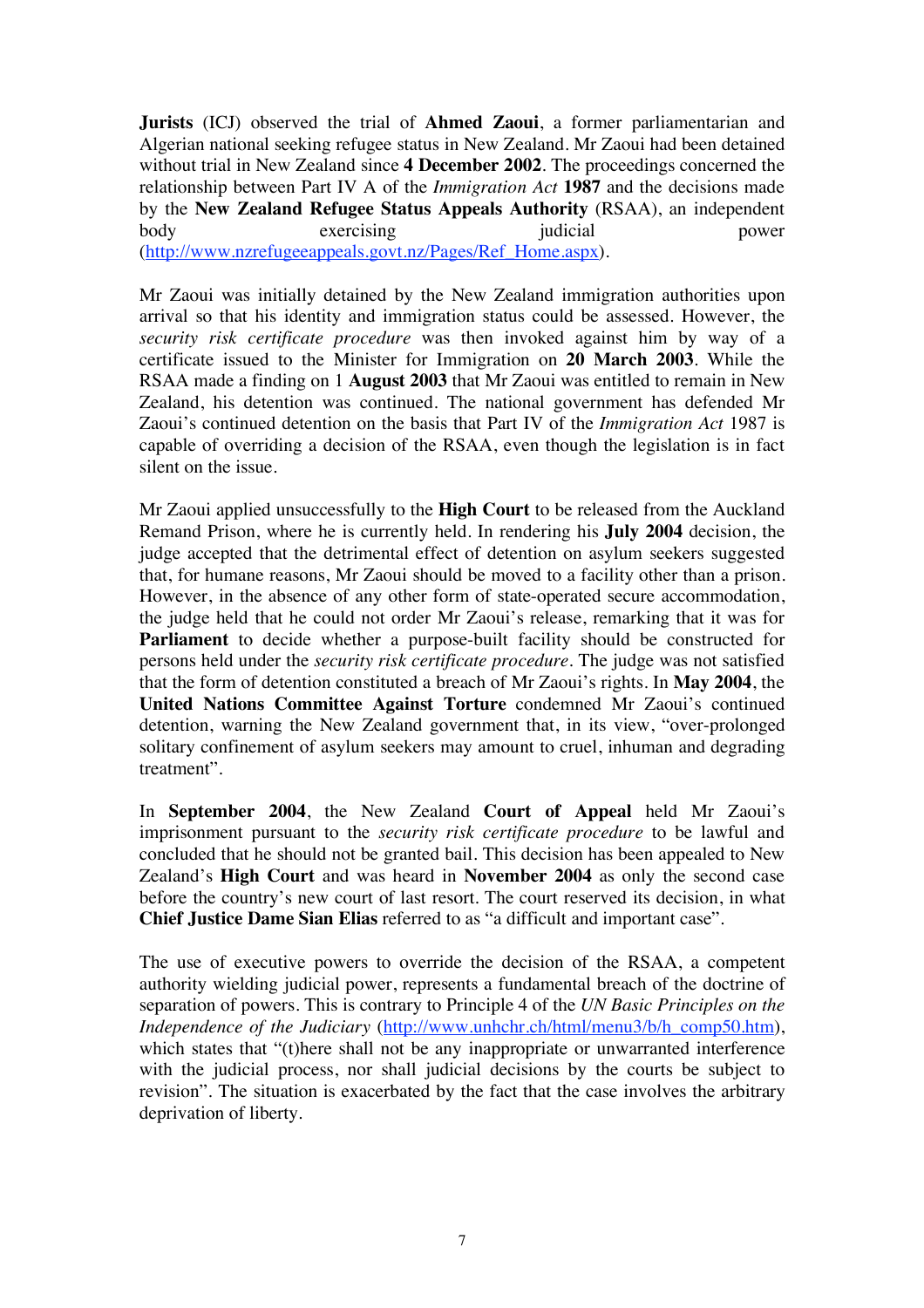**Jurists** (ICJ) observed the trial of **Ahmed Zaoui**, a former parliamentarian and Algerian national seeking refugee status in New Zealand. Mr Zaoui had been detained without trial in New Zealand since **4 December 2002**. The proceedings concerned the relationship between Part IV A of the *Immigration Act* **1987** and the decisions made by the **New Zealand Refugee Status Appeals Authority** (RSAA), an independent body exercising judicial power (http://www.nzrefugeeappeals.govt.nz/Pages/Ref_Home.aspx).

Mr Zaoui was initially detained by the New Zealand immigration authorities upon arrival so that his identity and immigration status could be assessed. However, the *security risk certificate procedure* was then invoked against him by way of a certificate issued to the Minister for Immigration on **20 March 2003**. While the RSAA made a finding on 1 **August 2003** that Mr Zaoui was entitled to remain in New Zealand, his detention was continued. The national government has defended Mr Zaoui's continued detention on the basis that Part IV of the *Immigration Act* 1987 is capable of overriding a decision of the RSAA, even though the legislation is in fact silent on the issue.

Mr Zaoui applied unsuccessfully to the **High Court** to be released from the Auckland Remand Prison, where he is currently held. In rendering his **July 2004** decision, the judge accepted that the detrimental effect of detention on asylum seekers suggested that, for humane reasons, Mr Zaoui should be moved to a facility other than a prison. However, in the absence of any other form of state-operated secure accommodation, the judge held that he could not order Mr Zaoui's release, remarking that it was for **Parliament** to decide whether a purpose-built facility should be constructed for persons held under the *security risk certificate procedure*. The judge was not satisfied that the form of detention constituted a breach of Mr Zaoui's rights. In **May 2004**, the **United Nations Committee Against Torture** condemned Mr Zaoui's continued detention, warning the New Zealand government that, in its view, "over-prolonged solitary confinement of asylum seekers may amount to cruel, inhuman and degrading treatment".

In **September 2004**, the New Zealand **Court of Appeal** held Mr Zaoui's imprisonment pursuant to the *security risk certificate procedure* to be lawful and concluded that he should not be granted bail. This decision has been appealed to New Zealand's **High Court** and was heard in **November 2004** as only the second case before the country's new court of last resort. The court reserved its decision, in what **Chief Justice Dame Sian Elias** referred to as "a difficult and important case".

The use of executive powers to override the decision of the RSAA, a competent authority wielding judicial power, represents a fundamental breach of the doctrine of separation of powers. This is contrary to Principle 4 of the *UN Basic Principles on the Independence of the Judiciary* (http://www.unhchr.ch/html/menu3/b/h_comp50.htm), which states that "(t)here shall not be any inappropriate or unwarranted interference with the judicial process, nor shall judicial decisions by the courts be subject to revision". The situation is exacerbated by the fact that the case involves the arbitrary deprivation of liberty.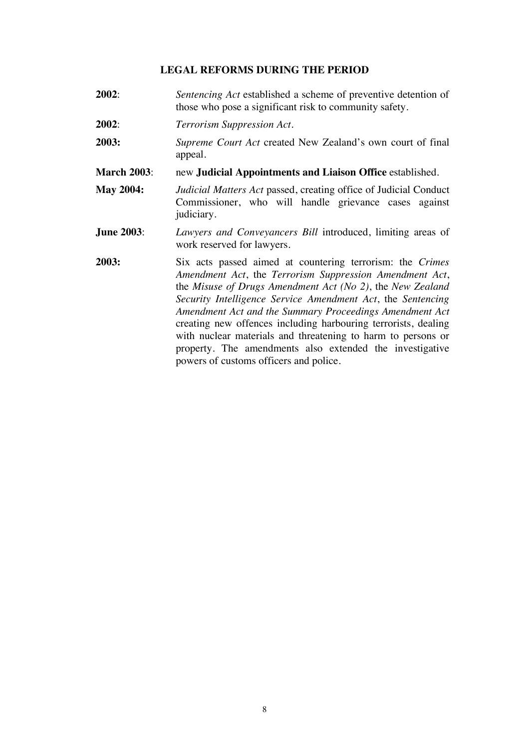## LEGAL REFORMS DURING THE PERIOD

**2002**: *Sentencing Act* established a scheme of preventive detention of those who pose a significant risk to community safety.

**2002**: *Terrorism Suppression Act*.

**2003:** *Supreme Court Act* created New Zealand's own court of final appeal.

**March 2003**: new **Judicial Appointments and Liaison Office** established.

**May 2004:** *Judicial Matters Act* passed, creating office of Judicial Conduct Commissioner, who will handle grievance cases against judiciary.

**June 2003**: *Lawyers and Conveyancers Bill* introduced, limiting areas of work reserved for lawyers.

**2003:** Six acts passed aimed at countering terrorism: the *Crimes Amendment Act*, the *Terrorism Suppression Amendment Act*, the *Misuse of Drugs Amendment Act (No 2)*, the *New Zealand Security Intelligence Service Amendment Act*, the *Sentencing Amendment Act and the Summary Proceedings Amendment Act* creating new offences including harbouring terrorists, dealing with nuclear materials and threatening to harm to persons or property. The amendments also extended the investigative powers of customs officers and police.